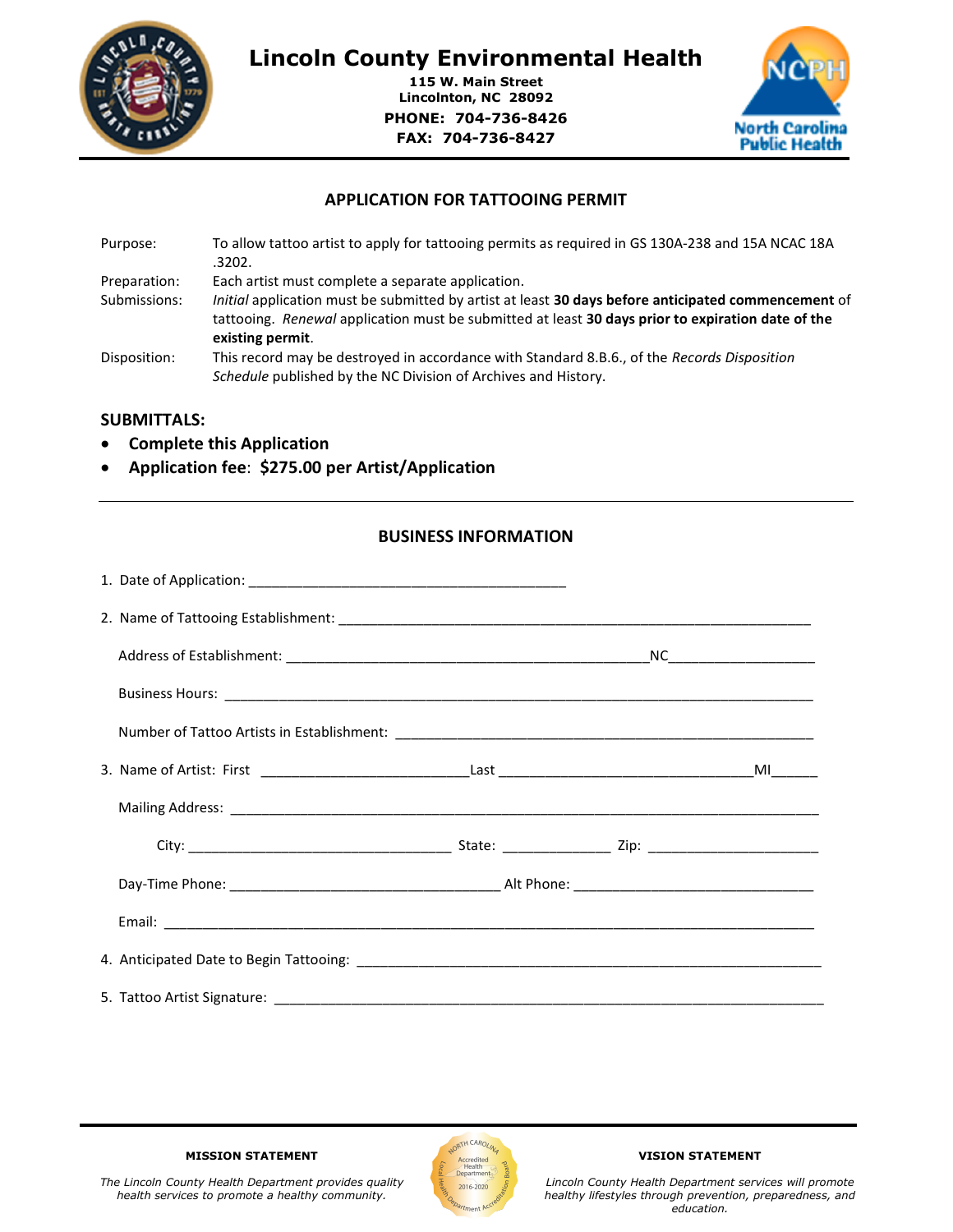# Lincoln County Environmental Health

**115 W. Main Street**
**Lincolnton, NC 28092**
**PHONE: 704-736-8426**
**FAX: 704-736-8427**

## APPLICATION FOR TATTOOING PERMIT

| | |
|---|---|
| Purpose: | To allow tattoo artist to apply for tattooing permits as required in GS 130A-238 and 15A NCAC 18A .3202. |
| Preparation: | Each artist must complete a separate application. |
| Submissions: | *Initial* application must be submitted by artist at least **30 days before anticipated commencement** of tattooing. *Renewal* application must be submitted at least **30 days prior to expiration date of the existing permit**. |
| Disposition: | This record may be destroyed in accordance with Standard 8.B.6., of the *Records Disposition Schedule* published by the NC Division of Archives and History. |

### SUBMITTALS:

- **Complete this Application**
- **Application fee**: **$275.00 per Artist/Application**

---

### BUSINESS INFORMATION

1. Date of Application: ________________________________________

2. Name of Tattooing Establishment: ____________________________________________________________

   Address of Establishment: ______________________________________________NC__________________

   Business Hours: ___________________________________________________________________________

   Number of Tattoo Artists in Establishment: ____________________________________________________

3. Name of Artist: First __________________________Last ________________________________MI______

   Mailing Address: __________________________________________________________________________

   City: ___________________________________ State: ______________ Zip: ______________________

   Day-Time Phone: ___________________________________ Alt Phone: _______________________________

   Email: ____________________________________________________________________________________

4. Anticipated Date to Begin Tattooing: ____________________________________________________________

5. Tattoo Artist Signature: ______________________________________________________________________

---

**MISSION STATEMENT**

*The Lincoln County Health Department provides quality health services to promote a healthy community.*

**VISION STATEMENT**

*Lincoln County Health Department services will promote healthy lifestyles through prevention, preparedness, and education.*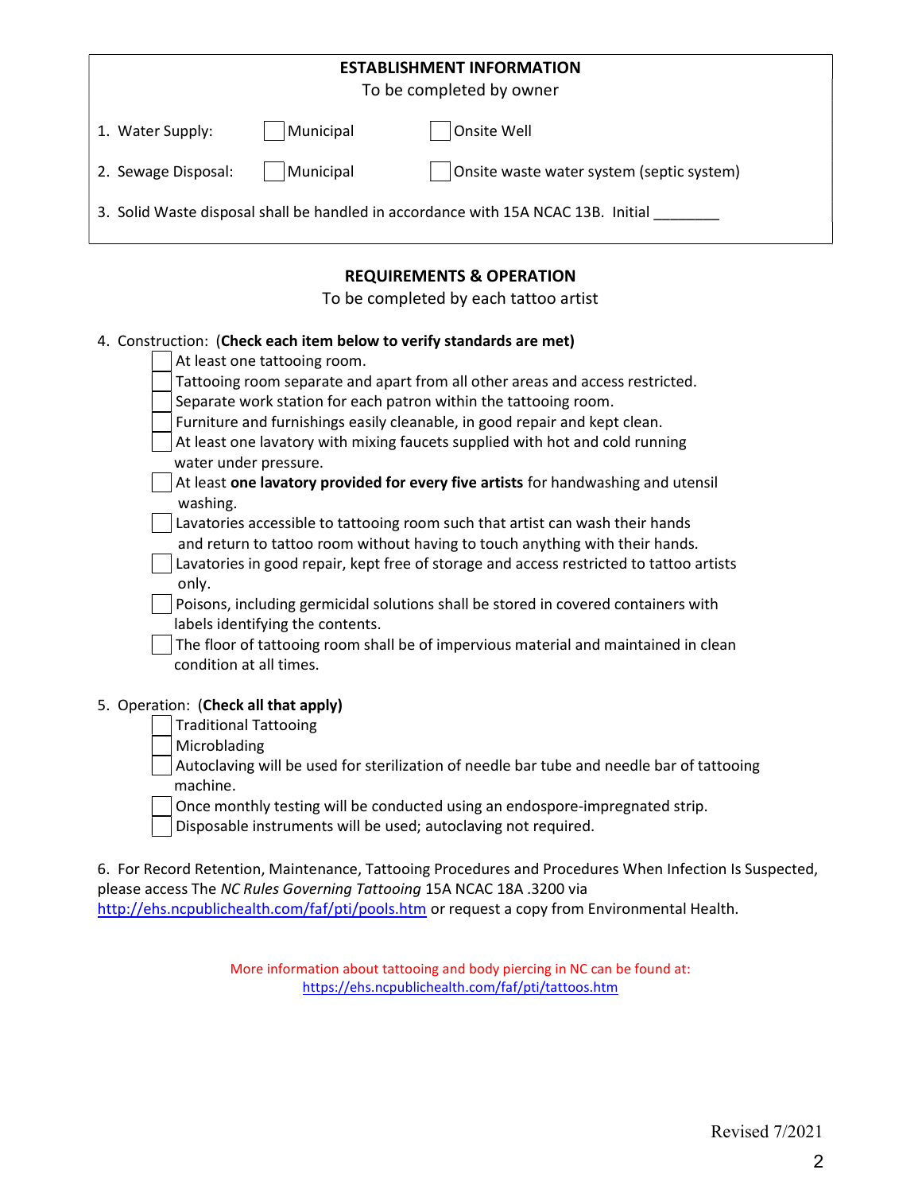## ESTABLISHMENT INFORMATION

To be completed by owner

1. Water Supply: ☐ Municipal ☐ Onsite Well
2. Sewage Disposal: ☐ Municipal ☐ Onsite waste water system (septic system)
3. Solid Waste disposal shall be handled in accordance with 15A NCAC 13B. Initial ________

## REQUIREMENTS & OPERATION

To be completed by each tattoo artist

4. Construction: (**Check each item below to verify standards are met)**
   - ☐ At least one tattooing room.
   - ☐ Tattooing room separate and apart from all other areas and access restricted.
   - ☐ Separate work station for each patron within the tattooing room.
   - ☐ Furniture and furnishings easily cleanable, in good repair and kept clean.
   - ☐ At least one lavatory with mixing faucets supplied with hot and cold running water under pressure.
   - ☐ At least **one lavatory provided for every five artists** for handwashing and utensil washing.
   - ☐ Lavatories accessible to tattooing room such that artist can wash their hands and return to tattoo room without having to touch anything with their hands.
   - ☐ Lavatories in good repair, kept free of storage and access restricted to tattoo artists only.
   - ☐ Poisons, including germicidal solutions shall be stored in covered containers with labels identifying the contents.
   - ☐ The floor of tattooing room shall be of impervious material and maintained in clean condition at all times.

5. Operation: (**Check all that apply)**
   - ☐ Traditional Tattooing
   - ☐ Microblading
   - ☐ Autoclaving will be used for sterilization of needle bar tube and needle bar of tattooing machine.
   - ☐ Once monthly testing will be conducted using an endospore-impregnated strip.
   - ☐ Disposable instruments will be used; autoclaving not required.

6. For Record Retention, Maintenance, Tattooing Procedures and Procedures When Infection Is Suspected, please access The *NC Rules Governing Tattooing* 15A NCAC 18A .3200 via http://ehs.ncpublichealth.com/faf/pti/pools.htm or request a copy from Environmental Health.

More information about tattooing and body piercing in NC can be found at:
https://ehs.ncpublichealth.com/faf/pti/tattoos.htm

Revised 7/2021